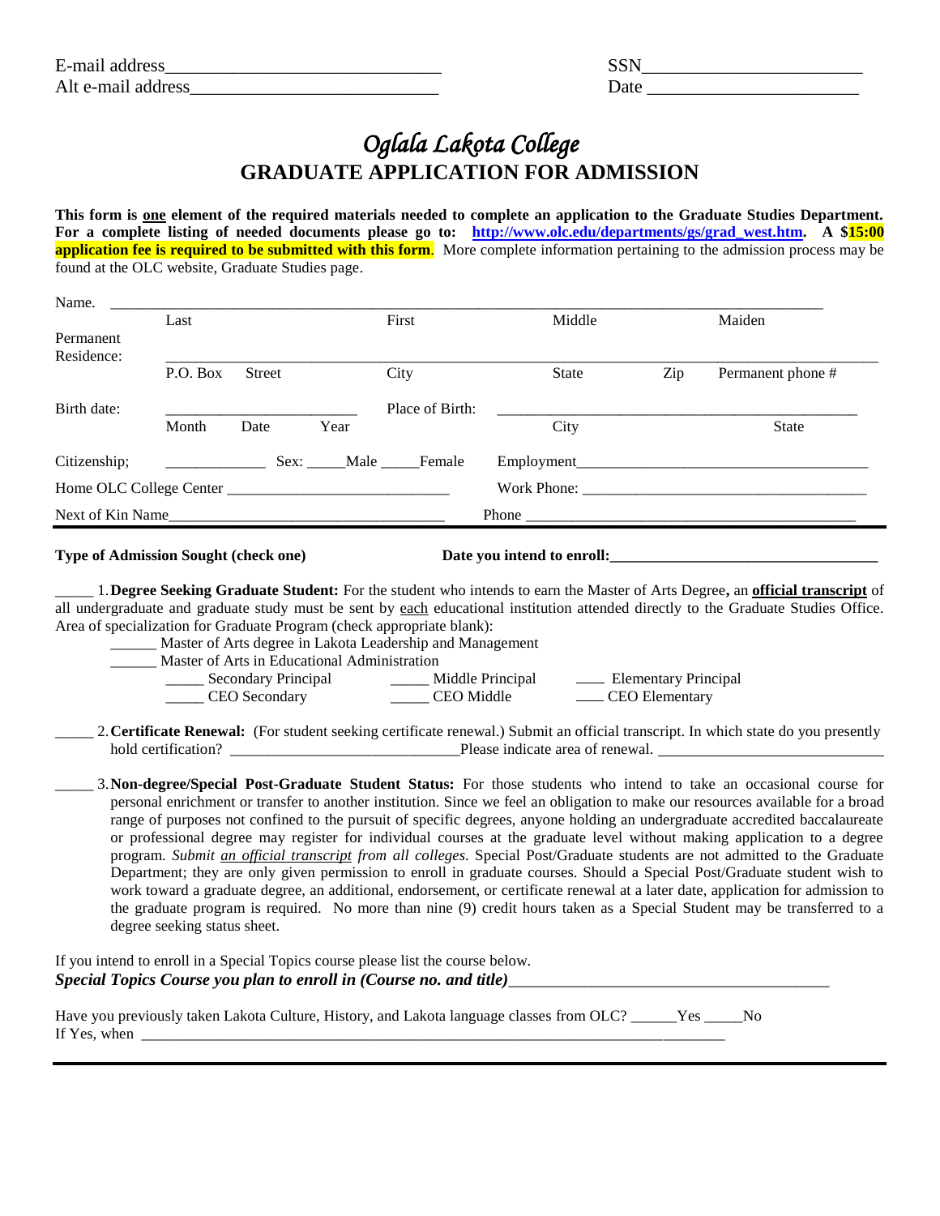E-mail address______________________________ SSN_______________________

Alt e-mail address___________________________ Date ______________________

# *Oglala Lakota College*

## GRADUATE APPLICATION FOR ADMISSION

**This form is one element of the required materials needed to complete an application to the Graduate Studies Department. For a complete listing of needed documents please go to: http://www.olc.edu/departments/gs/grad_west.htm. A $15:00 application fee is required to be submitted with this form**. More complete information pertaining to the admission process may be found at the OLC website, Graduate Studies page.

Name. _______________________________________________________________________________

Last First Middle Maiden

Permanent Residence: _______________________________________________________________________________

P.O. Box Street City State Zip Permanent phone #

Birth date: ______________________ Place of Birth: ___________________________________________

Month Date Year City State

Citizenship; ____________ Sex: _____Male _____Female Employment_____________________________________

Home OLC College Center ____________________________ Work Phone: ____________________________________

Next of Kin Name__________________________________ Phone __________________________________________

---

**Type of Admission Sought (check one)** **Date you intend to enroll:__________________________________**

_____ 1. **Degree Seeking Graduate Student:** For the student who intends to earn the Master of Arts Degree**,** an **official transcript** of all undergraduate and graduate study must be sent by each educational institution attended directly to the Graduate Studies Office. Area of specialization for Graduate Program (check appropriate blank):

______ Master of Arts degree in Lakota Leadership and Management

______ Master of Arts in Educational Administration

_____ Secondary Principal _____ Middle Principal ____ Elementary Principal

_____ CEO Secondary _____ CEO Middle ____ CEO Elementary

_____ 2. **Certificate Renewal:** (For student seeking certificate renewal.) Submit an official transcript. In which state do you presently hold certification? ____________________________Please indicate area of renewal. ____________________________

_____ 3. **Non-degree/Special Post-Graduate Student Status:** For those students who intend to take an occasional course for personal enrichment or transfer to another institution. Since we feel an obligation to make our resources available for a broad range of purposes not confined to the pursuit of specific degrees, anyone holding an undergraduate accredited baccalaureate or professional degree may register for individual courses at the graduate level without making application to a degree program. *Submit an official transcript from all colleges*. Special Post/Graduate students are not admitted to the Graduate Department; they are only given permission to enroll in graduate courses. Should a Special Post/Graduate student wish to work toward a graduate degree, an additional, endorsement, or certificate renewal at a later date, application for admission to the graduate program is required. No more than nine (9) credit hours taken as a Special Student may be transferred to a degree seeking status sheet.

If you intend to enroll in a Special Topics course please list the course below.

***Special Topics Course you plan to enroll in (Course no. and title)***______________________________________

Have you previously taken Lakota Culture, History, and Lakota language classes from OLC? ______Yes _____No

If Yes, when ___________________________________________________________________________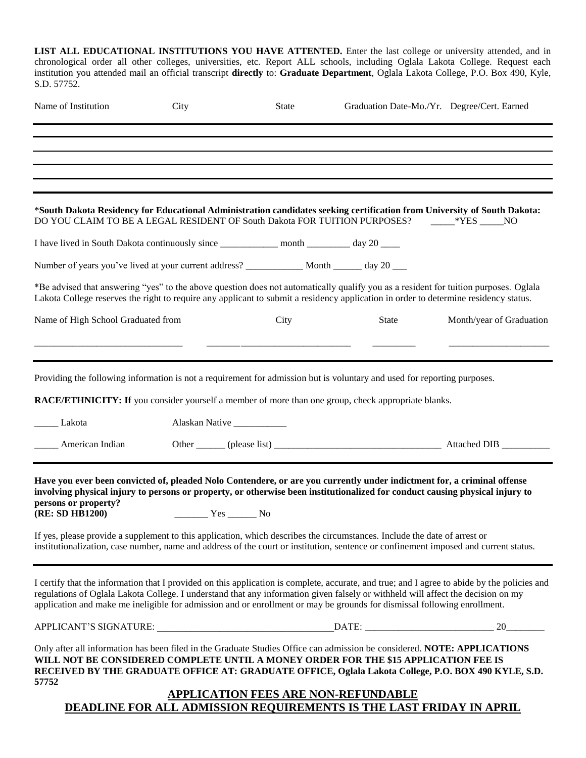**LIST ALL EDUCATIONAL INSTITUTIONS YOU HAVE ATTENTED.** Enter the last college or university attended, and in chronological order all other colleges, universities, etc. Report ALL schools, including Oglala Lakota College. Request each institution you attended mail an official transcript **directly** to: **Graduate Department**, Oglala Lakota College, P.O. Box 490, Kyle, S.D. 57752.

| Name of Institution | City | State | Graduation Date-Mo./Yr. | Degree/Cert. Earned |
|---|---|---|---|---|
| | | | | |
| | | | | |
| | | | | |
| | | | | |
| | | | | |

\***South Dakota Residency for Educational Administration candidates seeking certification from University of South Dakota:**
DO YOU CLAIM TO BE A LEGAL RESIDENT OF South Dakota FOR TUITION PURPOSES? _____*YES _____NO

I have lived in South Dakota continuously since ____________ month _________ day 20 ____

Number of years you've lived at your current address? ____________ Month ______ day 20 ___

*Be advised that answering "yes" to the above question does not automatically qualify you as a resident for tuition purposes. Oglala Lakota College reserves the right to require any applicant to submit a residency application in order to determine residency status.

| Name of High School Graduated from | City | State | Month/year of Graduation |
|---|---|---|---|
| ______________________________ | ____________________________ | _________ | ____________________ |

Providing the following information is not a requirement for admission but is voluntary and used for reporting purposes.

**RACE/ETHNICITY: If** you consider yourself a member of more than one group, check appropriate blanks.

_____ Lakota Alaskan Native ___________

_____ American Indian Other ______ (please list) ___________________________________ Attached DIB __________

**Have you ever been convicted of, pleaded Nolo Contendere, or are you currently under indictment for, a criminal offense involving physical injury to persons or property, or otherwise been institutionalized for conduct causing physical injury to persons or property?**
**(RE: SD HB1200)** _______ Yes ______ No

If yes, please provide a supplement to this application, which describes the circumstances. Include the date of arrest or institutionalization, case number, name and address of the court or institution, sentence or confinement imposed and current status.

I certify that the information that I provided on this application is complete, accurate, and true; and I agree to abide by the policies and regulations of Oglala Lakota College. I understand that any information given falsely or withheld will affect the decision on my application and make me ineligible for admission and or enrollment or may be grounds for dismissal following enrollment.

APPLICANT'S SIGNATURE: _____________________________________DATE: ___________________________ 20________

Only after all information has been filed in the Graduate Studies Office can admission be considered. **NOTE: APPLICATIONS WILL NOT BE CONSIDERED COMPLETE UNTIL A MONEY ORDER FOR THE $15 APPLICATION FEE IS RECEIVED BY THE GRADUATE OFFICE AT: GRADUATE OFFICE, Oglala Lakota College, P.O. BOX 490 KYLE, S.D. 57752**

**APPLICATION FEES ARE NON-REFUNDABLE**

**DEADLINE FOR ALL ADMISSION REQUIREMENTS IS THE LAST FRIDAY IN APRIL**